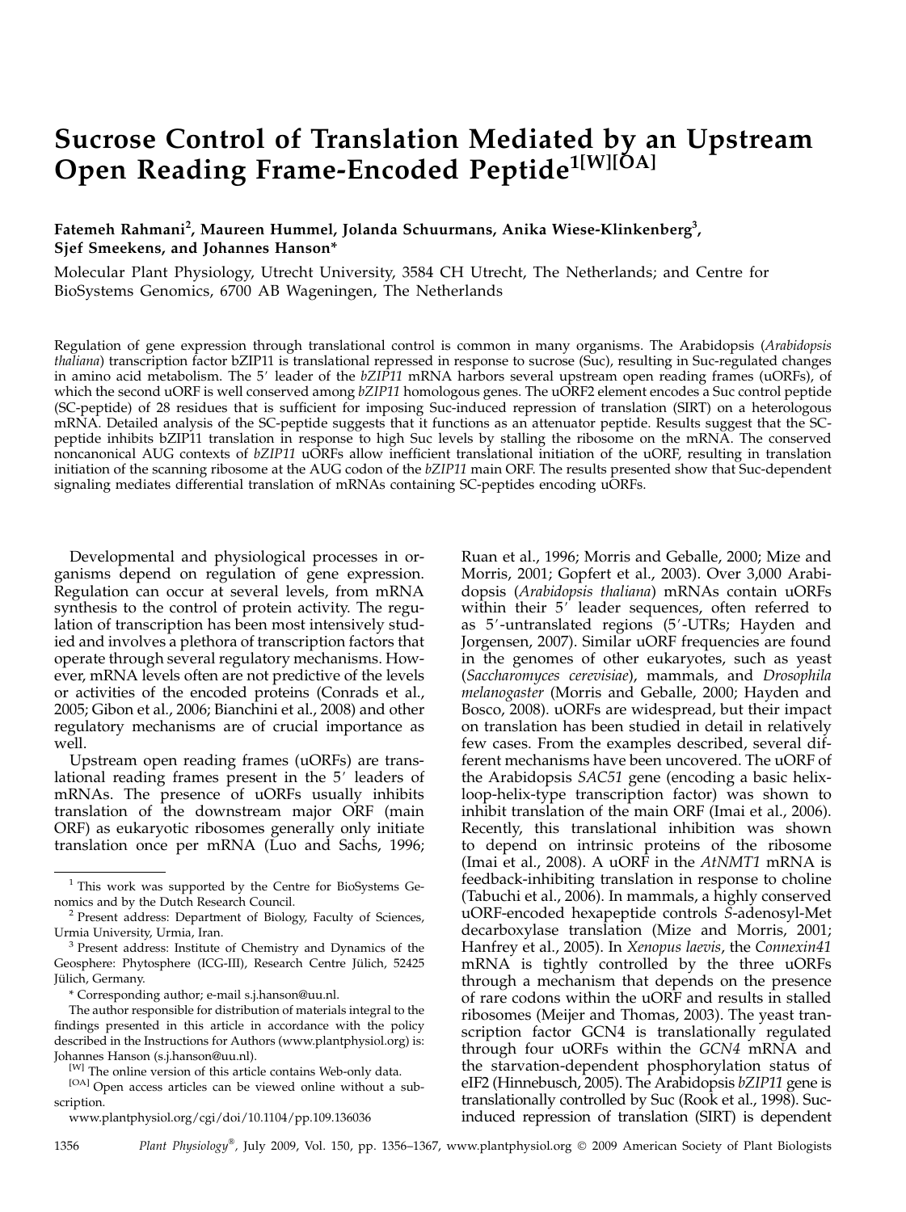# Sucrose Control of Translation Mediated by an Upstream Open Reading Frame-Encoded Peptide[1[W][OA]]

**Fatemeh Rahmani[2], Maureen Hummel, Jolanda Schuurmans, Anika Wiese-Klinkenberg[3], Sjef Smeekens, and Johannes Hanson***

Molecular Plant Physiology, Utrecht University, 3584 CH Utrecht, The Netherlands; and Centre for BioSystems Genomics, 6700 AB Wageningen, The Netherlands

Regulation of gene expression through translational control is common in many organisms. The Arabidopsis (*Arabidopsis thaliana*) transcription factor bZIP11 is translational repressed in response to sucrose (Suc), resulting in Suc-regulated changes in amino acid metabolism. The 5′ leader of the *bZIP11* mRNA harbors several upstream open reading frames (uORFs), of which the second uORF is well conserved among *bZIP11* homologous genes. The uORF2 element encodes a Suc control peptide (SC-peptide) of 28 residues that is sufficient for imposing Suc-induced repression of translation (SIRT) on a heterologous mRNA. Detailed analysis of the SC-peptide suggests that it functions as an attenuator peptide. Results suggest that the SC-peptide inhibits bZIP11 translation in response to high Suc levels by stalling the ribosome on the mRNA. The conserved noncanonical AUG contexts of *bZIP11* uORFs allow inefficient translational initiation of the uORF, resulting in translation initiation of the scanning ribosome at the AUG codon of the *bZIP11* main ORF. The results presented show that Suc-dependent signaling mediates differential translation of mRNAs containing SC-peptides encoding uORFs.

Developmental and physiological processes in organisms depend on regulation of gene expression. Regulation can occur at several levels, from mRNA synthesis to the control of protein activity. The regulation of transcription has been most intensively studied and involves a plethora of transcription factors that operate through several regulatory mechanisms. However, mRNA levels often are not predictive of the levels or activities of the encoded proteins (Conrads et al., 2005; Gibon et al., 2006; Bianchini et al., 2008) and other regulatory mechanisms are of crucial importance as well.

Upstream open reading frames (uORFs) are translational reading frames present in the 5′ leaders of mRNAs. The presence of uORFs usually inhibits translation of the downstream major ORF (main ORF) as eukaryotic ribosomes generally only initiate translation once per mRNA (Luo and Sachs, 1996; Ruan et al., 1996; Morris and Geballe, 2000; Mize and Morris, 2001; Gopfert et al., 2003). Over 3,000 Arabidopsis (*Arabidopsis thaliana*) mRNAs contain uORFs within their 5′ leader sequences, often referred to as 5′-untranslated regions (5′-UTRs; Hayden and Jorgensen, 2007). Similar uORF frequencies are found in the genomes of other eukaryotes, such as yeast (*Saccharomyces cerevisiae*), mammals, and *Drosophila melanogaster* (Morris and Geballe, 2000; Hayden and Bosco, 2008). uORFs are widespread, but their impact on translation has been studied in detail in relatively few cases. From the examples described, several different mechanisms have been uncovered. The uORF of the Arabidopsis *SAC51* gene (encoding a basic helix-loop-helix-type transcription factor) was shown to inhibit translation of the main ORF (Imai et al., 2006). Recently, this translational inhibition was shown to depend on intrinsic proteins of the ribosome (Imai et al., 2008). A uORF in the *AtNMT1* mRNA is feedback-inhibiting translation in response to choline (Tabuchi et al., 2006). In mammals, a highly conserved uORF-encoded hexapeptide controls *S*-adenosyl-Met decarboxylase translation (Mize and Morris, 2001; Hanfrey et al., 2005). In *Xenopus laevis*, the *Connexin41* mRNA is tightly controlled by the three uORFs through a mechanism that depends on the presence of rare codons within the uORF and results in stalled ribosomes (Meijer and Thomas, 2003). The yeast transcription factor GCN4 is translationally regulated through four uORFs within the *GCN4* mRNA and the starvation-dependent phosphorylation status of eIF2 (Hinnebusch, 2005). The Arabidopsis *bZIP11* gene is translationally controlled by Suc (Rook et al., 1998). Suc-induced repression of translation (SIRT) is dependent

---

[1] This work was supported by the Centre for BioSystems Genomics and by the Dutch Research Council.

[2] Present address: Department of Biology, Faculty of Sciences, Urmia University, Urmia, Iran.

[3] Present address: Institute of Chemistry and Dynamics of the Geosphere: Phytosphere (ICG-III), Research Centre Jülich, 52425 Jülich, Germany.

\* Corresponding author; e-mail s.j.hanson@uu.nl.

The author responsible for distribution of materials integral to the findings presented in this article in accordance with the policy described in the Instructions for Authors (www.plantphysiol.org) is: Johannes Hanson (s.j.hanson@uu.nl).

[W] The online version of this article contains Web-only data.

[OA] Open access articles can be viewed online without a subscription.

www.plantphysiol.org/cgi/doi/10.1104/pp.109.136036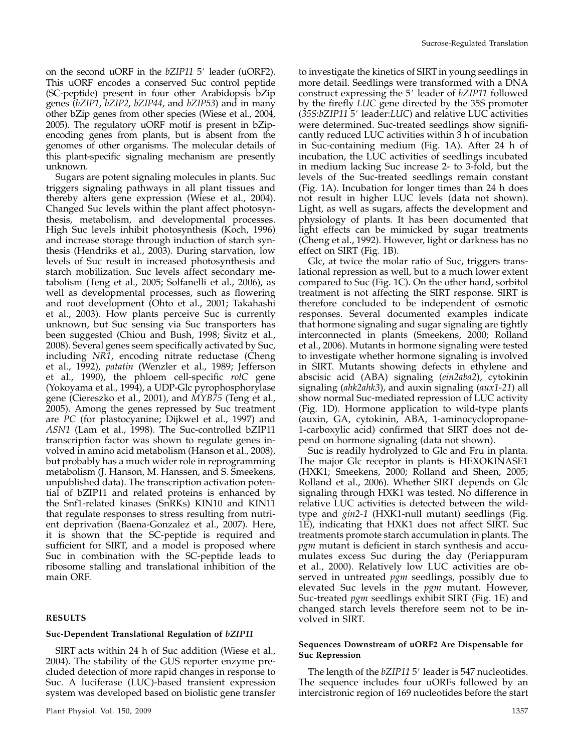on the second uORF in the *bZIP11* 5′ leader (uORF2). This uORF encodes a conserved Suc control peptide (SC-peptide) present in four other Arabidopsis bZip genes (*bZIP1*, *bZIP2*, *bZIP44*, and *bZIP53*) and in many other bZip genes from other species (Wiese et al., 2004, 2005). The regulatory uORF motif is present in bZip-encoding genes from plants, but is absent from the genomes of other organisms. The molecular details of this plant-specific signaling mechanism are presently unknown.

Sugars are potent signaling molecules in plants. Suc triggers signaling pathways in all plant tissues and thereby alters gene expression (Wiese et al., 2004). Changed Suc levels within the plant affect photosynthesis, metabolism, and developmental processes. High Suc levels inhibit photosynthesis (Koch, 1996) and increase storage through induction of starch synthesis (Hendriks et al., 2003). During starvation, low levels of Suc result in increased photosynthesis and starch mobilization. Suc levels affect secondary metabolism (Teng et al., 2005; Solfanelli et al., 2006), as well as developmental processes, such as flowering and root development (Ohto et al., 2001; Takahashi et al., 2003). How plants perceive Suc is currently unknown, but Suc sensing via Suc transporters has been suggested (Chiou and Bush, 1998; Sivitz et al., 2008). Several genes seem specifically activated by Suc, including *NR1*, encoding nitrate reductase (Cheng et al., 1992), *patatin* (Wenzler et al., 1989; Jefferson et al., 1990), the phloem cell-specific *rolC* gene (Yokoyama et al., 1994), a UDP-Glc pyrophosphorylase gene (Ciereszko et al., 2001), and *MYB75* (Teng et al., 2005). Among the genes repressed by Suc treatment are *PC* (for plastocyanine; Dijkwel et al., 1997) and *ASN1* (Lam et al., 1998). The Suc-controlled bZIP11 transcription factor was shown to regulate genes involved in amino acid metabolism (Hanson et al., 2008), but probably has a much wider role in reprogramming metabolism (J. Hanson, M. Hanssen, and S. Smeekens, unpublished data). The transcription activation potential of bZIP11 and related proteins is enhanced by the Snf1-related kinases (SnRKs) KIN10 and KIN11 that regulate responses to stress resulting from nutrient deprivation (Baena-Gonzalez et al., 2007). Here, it is shown that the SC-peptide is required and sufficient for SIRT, and a model is proposed where Suc in combination with the SC-peptide leads to ribosome stalling and translational inhibition of the main ORF.

## RESULTS

### Suc-Dependent Translational Regulation of *bZIP11*

SIRT acts within 24 h of Suc addition (Wiese et al., 2004). The stability of the GUS reporter enzyme precluded detection of more rapid changes in response to Suc. A luciferase (LUC)-based transient expression system was developed based on biolistic gene transfer to investigate the kinetics of SIRT in young seedlings in more detail. Seedlings were transformed with a DNA construct expressing the 5′ leader of *bZIP11* followed by the firefly *LUC* gene directed by the 35S promoter (*35S:bZIP11* 5′ leader:*LUC*) and relative LUC activities were determined. Suc-treated seedlings show significantly reduced LUC activities within 3 h of incubation in Suc-containing medium (Fig. 1A). After 24 h of incubation, the LUC activities of seedlings incubated in medium lacking Suc increase 2- to 3-fold, but the levels of the Suc-treated seedlings remain constant (Fig. 1A). Incubation for longer times than 24 h does not result in higher LUC levels (data not shown). Light, as well as sugars, affects the development and physiology of plants. It has been documented that light effects can be mimicked by sugar treatments (Cheng et al., 1992). However, light or darkness has no effect on SIRT (Fig. 1B).

Glc, at twice the molar ratio of Suc, triggers translational repression as well, but to a much lower extent compared to Suc (Fig. 1C). On the other hand, sorbitol treatment is not affecting the SIRT response. SIRT is therefore concluded to be independent of osmotic responses. Several documented examples indicate that hormone signaling and sugar signaling are tightly interconnected in plants (Smeekens, 2000; Rolland et al., 2006). Mutants in hormone signaling were tested to investigate whether hormone signaling is involved in SIRT. Mutants showing defects in ethylene and abscisic acid (ABA) signaling (*ein2aba2*), cytokinin signaling (*ahk2ahk3*), and auxin signaling (*aux1-21*) all show normal Suc-mediated repression of LUC activity (Fig. 1D). Hormone application to wild-type plants (auxin, GA, cytokinin, ABA, 1-aminocyclopropane-1-carboxylic acid) confirmed that SIRT does not depend on hormone signaling (data not shown).

Suc is readily hydrolyzed to Glc and Fru in planta. The major Glc receptor in plants is HEXOKINASE1 (HXK1; Smeekens, 2000; Rolland and Sheen, 2005; Rolland et al., 2006). Whether SIRT depends on Glc signaling through HXK1 was tested. No difference in relative LUC activities is detected between the wild-type and *gin2-1* (HXK1-null mutant) seedlings (Fig. 1E), indicating that HXK1 does not affect SIRT. Suc treatments promote starch accumulation in plants. The *pgm* mutant is deficient in starch synthesis and accumulates excess Suc during the day (Periappuram et al., 2000). Relatively low LUC activities are observed in untreated *pgm* seedlings, possibly due to elevated Suc levels in the *pgm* mutant. However, Suc-treated *pgm* seedlings exhibit SIRT (Fig. 1E) and changed starch levels therefore seem not to be involved in SIRT.

### Sequences Downstream of uORF2 Are Dispensable for Suc Repression

The length of the *bZIP11* 5′ leader is 547 nucleotides. The sequence includes four uORFs followed by an intercistronic region of 169 nucleotides before the start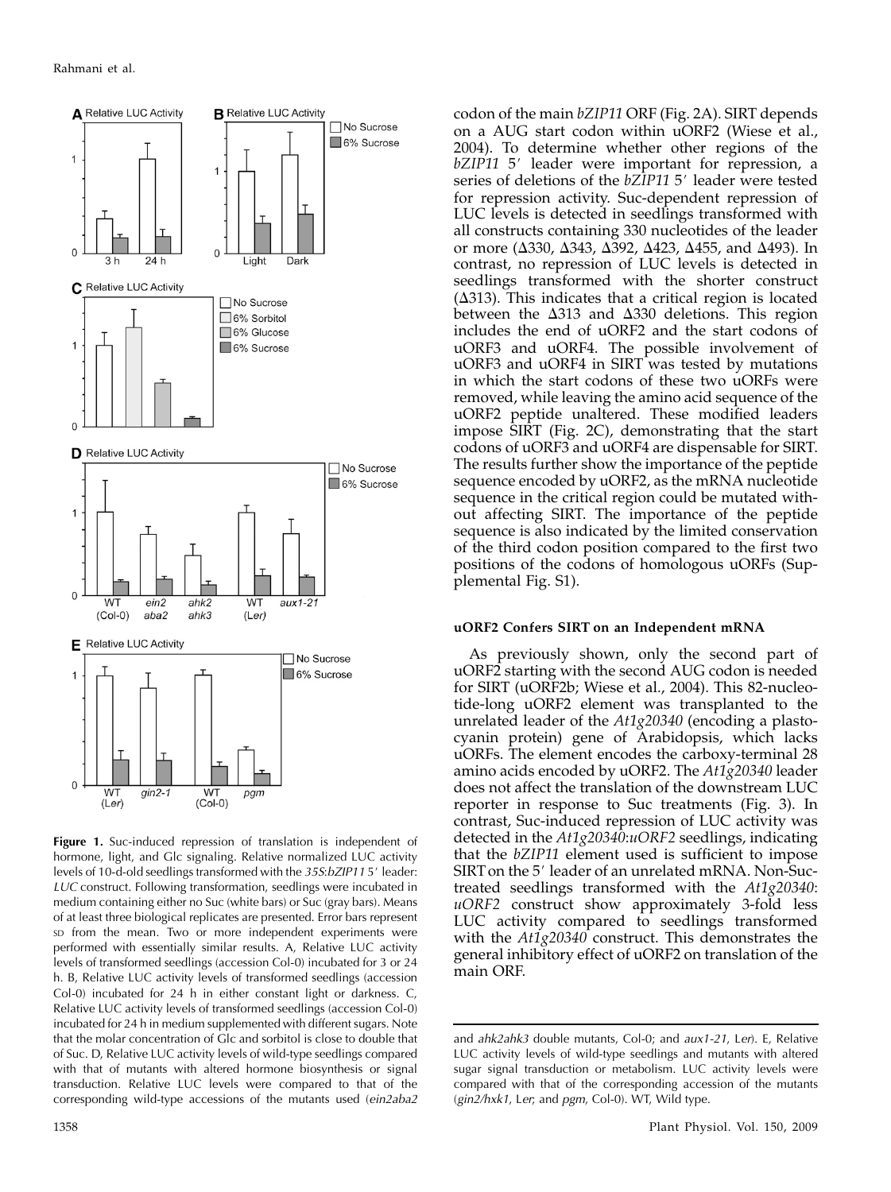**Figure 1.** Suc-induced repression of translation is independent of hormone, light, and Glc signaling. Relative normalized LUC activity levels of 10-d-old seedlings transformed with the *35S:bZIP11* 5′ leader:*LUC* construct. Following transformation, seedlings were incubated in medium containing either no Suc (white bars) or Suc (gray bars). Means of at least three biological replicates are presented. Error bars represent SD from the mean. Two or more independent experiments were performed with essentially similar results. A, Relative LUC activity levels of transformed seedlings (accession Col-0) incubated for 3 or 24 h. B, Relative LUC activity levels of transformed seedlings (accession Col-0) incubated for 24 h in either constant light or darkness. C, Relative LUC activity levels of transformed seedlings (accession Col-0) incubated for 24 h in medium supplemented with different sugars. Note that the molar concentration of Glc and sorbitol is close to double that of Suc. D, Relative LUC activity levels of wild-type seedlings compared with that of mutants with altered hormone biosynthesis or signal transduction. Relative LUC levels were compared to that of the corresponding wild-type accessions of the mutants used (*ein2aba2* and *ahk2ahk3* double mutants, Col-0; and *aux1-21*, L*er*). E, Relative LUC activity levels of wild-type seedlings and mutants with altered sugar signal transduction or metabolism. LUC activity levels were compared with that of the corresponding accession of the mutants (*gin2/hxk1*, L*er*; and *pgm*, Col-0). WT, Wild type.

codon of the main *bZIP11* ORF (Fig. 2A). SIRT depends on a AUG start codon within uORF2 (Wiese et al., 2004). To determine whether other regions of the *bZIP11* 5′ leader were important for repression, a series of deletions of the *bZIP11* 5′ leader were tested for repression activity. Suc-dependent repression of LUC levels is detected in seedlings transformed with all constructs containing 330 nucleotides of the leader or more (Δ330, Δ343, Δ392, Δ423, Δ455, and Δ493). In contrast, no repression of LUC levels is detected in seedlings transformed with the shorter construct (Δ313). This indicates that a critical region is located between the Δ313 and Δ330 deletions. This region includes the end of uORF2 and the start codons of uORF3 and uORF4. The possible involvement of uORF3 and uORF4 in SIRT was tested by mutations in which the start codons of these two uORFs were removed, while leaving the amino acid sequence of the uORF2 peptide unaltered. These modified leaders impose SIRT (Fig. 2C), demonstrating that the start codons of uORF3 and uORF4 are dispensable for SIRT. The results further show the importance of the peptide sequence encoded by uORF2, as the mRNA nucleotide sequence in the critical region could be mutated without affecting SIRT. The importance of the peptide sequence is also indicated by the limited conservation of the third codon position compared to the first two positions of the codons of homologous uORFs (Supplemental Fig. S1).

### uORF2 Confers SIRT on an Independent mRNA

As previously shown, only the second part of uORF2 starting with the second AUG codon is needed for SIRT (uORF2b; Wiese et al., 2004). This 82-nucleotide-long uORF2 element was transplanted to the unrelated leader of the *At1g20340* (encoding a plastocyanin protein) gene of Arabidopsis, which lacks uORFs. The element encodes the carboxy-terminal 28 amino acids encoded by uORF2. The *At1g20340* leader does not affect the translation of the downstream LUC reporter in response to Suc treatments (Fig. 3). In contrast, Suc-induced repression of LUC activity was detected in the *At1g20340:uORF2* seedlings, indicating that the *bZIP11* element used is sufficient to impose SIRT on the 5′ leader of an unrelated mRNA. Non-Suc-treated seedlings transformed with the *At1g20340*:*uORF2* construct show approximately 3-fold less LUC activity compared to seedlings transformed with the *At1g20340* construct. This demonstrates the general inhibitory effect of uORF2 on translation of the main ORF.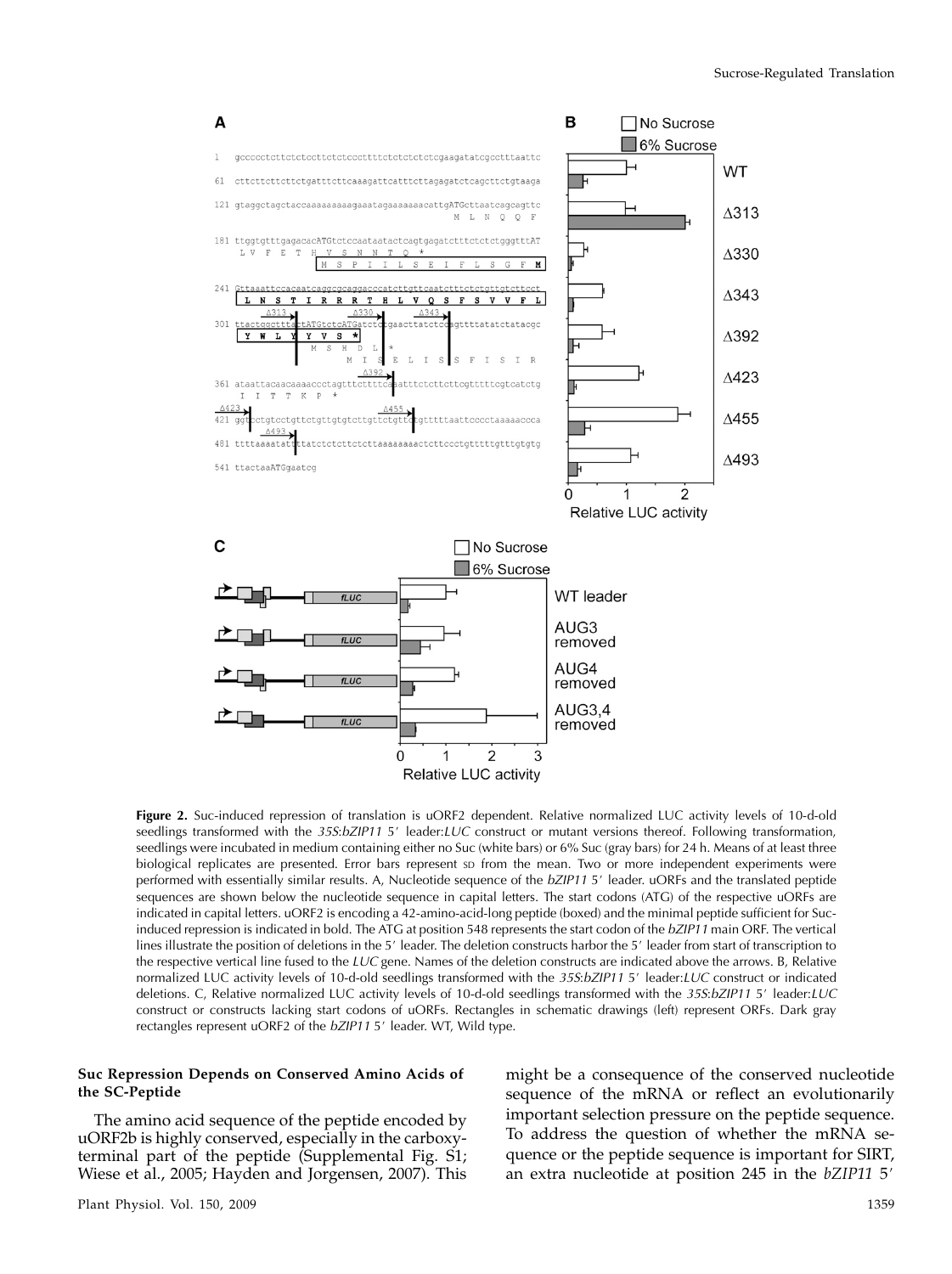**Figure 2.** Suc-induced repression of translation is uORF2 dependent. Relative normalized LUC activity levels of 10-d-old seedlings transformed with the *35S:bZIP11* 5′ leader:*LUC* construct or mutant versions thereof. Following transformation, seedlings were incubated in medium containing either no Suc (white bars) or 6% Suc (gray bars) for 24 h. Means of at least three biological replicates are presented. Error bars represent SD from the mean. Two or more independent experiments were performed with essentially similar results. A, Nucleotide sequence of the *bZIP11* 5′ leader. uORFs and the translated peptide sequences are shown below the nucleotide sequence in capital letters. The start codons (ATG) of the respective uORFs are indicated in capital letters. uORF2 is encoding a 42-amino-acid-long peptide (boxed) and the minimal peptide sufficient for Suc-induced repression is indicated in bold. The ATG at position 548 represents the start codon of the *bZIP11* main ORF. The vertical lines illustrate the position of deletions in the 5′ leader. The deletion constructs harbor the 5′ leader from start of transcription to the respective vertical line fused to the *LUC* gene. Names of the deletion constructs are indicated above the arrows. B, Relative normalized LUC activity levels of 10-d-old seedlings transformed with the *35S:bZIP11* 5′ leader:*LUC* construct or indicated deletions. C, Relative normalized LUC activity levels of 10-d-old seedlings transformed with the *35S:bZIP11* 5′ leader:*LUC* construct or constructs lacking start codons of uORFs. Rectangles in schematic drawings (left) represent ORFs. Dark gray rectangles represent uORF2 of the *bZIP11* 5′ leader. WT, Wild type.

### Suc Repression Depends on Conserved Amino Acids of the SC-Peptide

The amino acid sequence of the peptide encoded by uORF2b is highly conserved, especially in the carboxy-terminal part of the peptide (Supplemental Fig. S1; Wiese et al., 2005; Hayden and Jorgensen, 2007). This might be a consequence of the conserved nucleotide sequence of the mRNA or reflect an evolutionarily important selection pressure on the peptide sequence. To address the question of whether the mRNA sequence or the peptide sequence is important for SIRT, an extra nucleotide at position 245 in the *bZIP11* 5′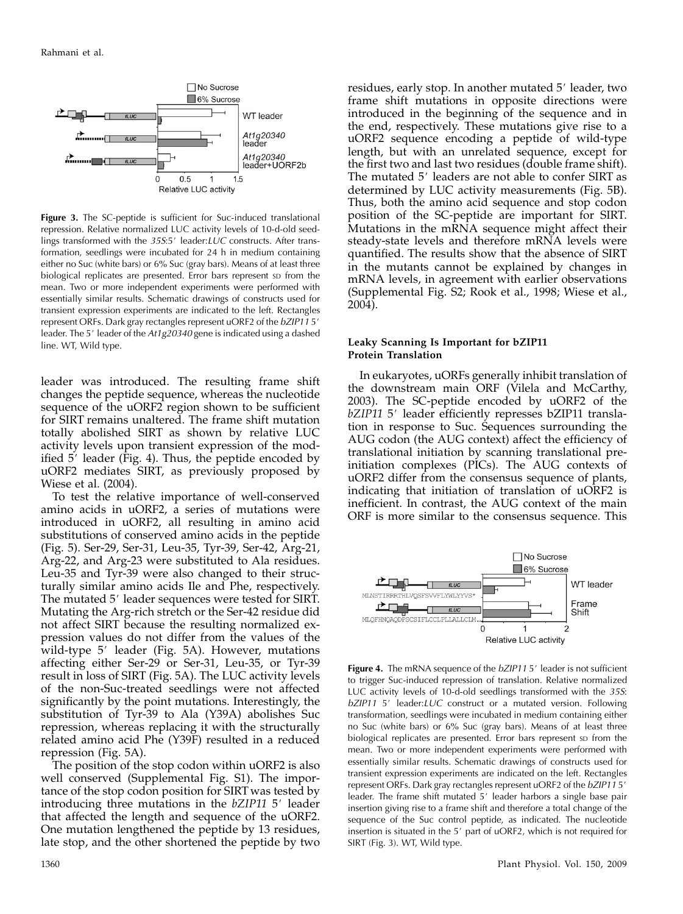**Figure 3.** The SC-peptide is sufficient for Suc-induced translational repression. Relative normalized LUC activity levels of 10-d-old seedlings transformed with the *35S*:5′ leader:*LUC* constructs. After transformation, seedlings were incubated for 24 h in medium containing either no Suc (white bars) or 6% Suc (gray bars). Means of at least three biological replicates are presented. Error bars represent SD from the mean. Two or more independent experiments were performed with essentially similar results. Schematic drawings of constructs used for transient expression experiments are indicated to the left. Rectangles represent ORFs. Dark gray rectangles represent uORF2 of the *bZIP11* 5′ leader. The 5′ leader of the *At1g20340* gene is indicated using a dashed line. WT, Wild type.

leader was introduced. The resulting frame shift changes the peptide sequence, whereas the nucleotide sequence of the uORF2 region shown to be sufficient for SIRT remains unaltered. The frame shift mutation totally abolished SIRT as shown by relative LUC activity levels upon transient expression of the modified 5′ leader (Fig. 4). Thus, the peptide encoded by uORF2 mediates SIRT, as previously proposed by Wiese et al. (2004).

To test the relative importance of well-conserved amino acids in uORF2, a series of mutations were introduced in uORF2, all resulting in amino acid substitutions of conserved amino acids in the peptide (Fig. 5). Ser-29, Ser-31, Leu-35, Tyr-39, Ser-42, Arg-21, Arg-22, and Arg-23 were substituted to Ala residues. Leu-35 and Tyr-39 were also changed to their structurally similar amino acids Ile and Phe, respectively. The mutated 5′ leader sequences were tested for SIRT. Mutating the Arg-rich stretch or the Ser-42 residue did not affect SIRT because the resulting normalized expression values do not differ from the values of the wild-type 5′ leader (Fig. 5A). However, mutations affecting either Ser-29 or Ser-31, Leu-35, or Tyr-39 result in loss of SIRT (Fig. 5A). The LUC activity levels of the non-Suc-treated seedlings were not affected significantly by the point mutations. Interestingly, the substitution of Tyr-39 to Ala (Y39A) abolishes Suc repression, whereas replacing it with the structurally related amino acid Phe (Y39F) resulted in a reduced repression (Fig. 5A).

The position of the stop codon within uORF2 is also well conserved (Supplemental Fig. S1). The importance of the stop codon position for SIRT was tested by introducing three mutations in the *bZIP11* 5′ leader that affected the length and sequence of the uORF2. One mutation lengthened the peptide by 13 residues, late stop, and the other shortened the peptide by two residues, early stop. In another mutated 5′ leader, two frame shift mutations in opposite directions were introduced in the beginning of the sequence and in the end, respectively. These mutations give rise to a uORF2 sequence encoding a peptide of wild-type length, but with an unrelated sequence, except for the first two and last two residues (double frame shift). The mutated 5′ leaders are not able to confer SIRT as determined by LUC activity measurements (Fig. 5B). Thus, both the amino acid sequence and stop codon position of the SC-peptide are important for SIRT. Mutations in the mRNA sequence might affect their steady-state levels and therefore mRNA levels were quantified. The results show that the absence of SIRT in the mutants cannot be explained by changes in mRNA levels, in agreement with earlier observations (Supplemental Fig. S2; Rook et al., 1998; Wiese et al., 2004).

### Leaky Scanning Is Important for bZIP11 Protein Translation

In eukaryotes, uORFs generally inhibit translation of the downstream main ORF (Vilela and McCarthy, 2003). The SC-peptide encoded by uORF2 of the *bZIP11* 5′ leader efficiently represses bZIP11 translation in response to Suc. Sequences surrounding the AUG codon (the AUG context) affect the efficiency of translational initiation by scanning translational preinitiation complexes (PICs). The AUG contexts of uORF2 differ from the consensus sequence of plants, indicating that initiation of translation of uORF2 is inefficient. In contrast, the AUG context of the main ORF is more similar to the consensus sequence. This

**Figure 4.** The mRNA sequence of the *bZIP11* 5′ leader is not sufficient to trigger Suc-induced repression of translation. Relative normalized LUC activity levels of 10-d-old seedlings transformed with the *35S*: *bZIP11* 5′ leader:*LUC* construct or a mutated version. Following transformation, seedlings were incubated in medium containing either no Suc (white bars) or 6% Suc (gray bars). Means of at least three biological replicates are presented. Error bars represent SD from the mean. Two or more independent experiments were performed with essentially similar results. Schematic drawings of constructs used for transient expression experiments are indicated on the left. Rectangles represent ORFs. Dark gray rectangles represent uORF2 of the *bZIP11* 5′ leader. The frame shift mutated 5′ leader harbors a single base pair insertion giving rise to a frame shift and therefore a total change of the sequence of the Suc control peptide, as indicated. The nucleotide insertion is situated in the 5′ part of uORF2, which is not required for SIRT (Fig. 3). WT, Wild type.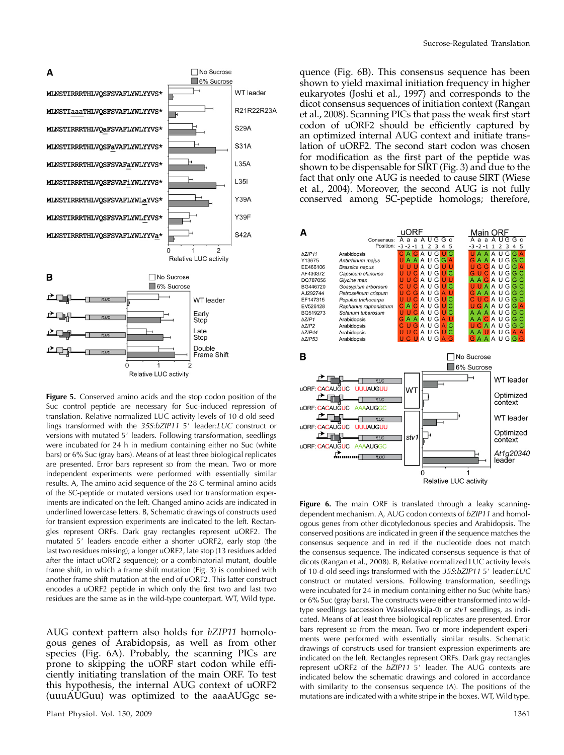**Figure 5.** Conserved amino acids and the stop codon position of the Suc control peptide are necessary for Suc-induced repression of translation. Relative normalized LUC activity levels of 10-d-old seedlings transformed with the *35S:bZIP11* 5′ leader:*LUC* construct or versions with mutated 5′ leaders. Following transformation, seedlings were incubated for 24 h in medium containing either no Suc (white bars) or 6% Suc (gray bars). Means of at least three biological replicates are presented. Error bars represent SD from the mean. Two or more independent experiments were performed with essentially similar results. A, The amino acid sequence of the 28 C-terminal amino acids of the SC-peptide or mutated versions used for transformation experiments are indicated on the left. Changed amino acids are indicated in underlined lowercase letters. B, Schematic drawings of constructs used for transient expression experiments are indicated to the left. Rectangles represent ORFs. Dark gray rectangles represent uORF2. The mutated 5′ leaders encode either a shorter uORF2, early stop (the last two residues missing); a longer uORF2, late stop (13 residues added after the intact uORF2 sequence); or a combinatorial mutant, double frame shift, in which a frame shift mutation (Fig. 3) is combined with another frame shift mutation at the end of uORF2. This latter construct encodes a uORF2 peptide in which only the first two and last two residues are the same as in the wild-type counterpart. WT, Wild type.

AUG context pattern also holds for *bZIP11* homologous genes of Arabidopsis, as well as from other species (Fig. 6A). Probably, the scanning PICs are prone to skipping the uORF start codon while efficiently initiating translation of the main ORF. To test this hypothesis, the internal AUG context of uORF2 (uuuAUGuu) was optimized to the aaaAUGgc sequence (Fig. 6B). This consensus sequence has been shown to yield maximal initiation frequency in higher eukaryotes (Joshi et al., 1997) and corresponds to the dicot consensus sequences of initiation context (Rangan et al., 2008). Scanning PICs that pass the weak first start codon of uORF2 should be efficiently captured by an optimized internal AUG context and initiate translation of uORF2. The second start codon was chosen for modification as the first part of the peptide was shown to be dispensable for SIRT (Fig. 3) and due to the fact that only one AUG is needed to cause SIRT (Wiese et al., 2004). Moreover, the second AUG is not fully conserved among SC-peptide homologs; therefore,

**Figure 6.** The main ORF is translated through a leaky scanning-dependent mechanism. A, AUG codon contexts of *bZIP11* and homologous genes from other dicotyledonous species and Arabidopsis. The conserved positions are indicated in green if the sequence matches the consensus sequence and in red if the nucleotide does not match the consensus sequence. The indicated consensus sequence is that of dicots (Rangan et al., 2008). B, Relative normalized LUC activity levels of 10-d-old seedlings transformed with the *35S:bZIP11* 5′ leader:*LUC* construct or mutated versions. Following transformation, seedlings were incubated for 24 h in medium containing either no Suc (white bars) or 6% Suc (gray bars). The constructs were either transformed into wild-type seedlings (accession Wassilewskija-0) or *stv1* seedlings, as indicated. Means of at least three biological replicates are presented. Error bars represent SD from the mean. Two or more independent experiments were performed with essentially similar results. Schematic drawings of constructs used for transient expression experiments are indicated on the left. Rectangles represent ORFs. Dark gray rectangles represent uORF2 of the *bZIP11* 5′ leader. The AUG contexts are indicated below the schematic drawings and colored in accordance with similarity to the consensus sequence (A). The positions of the mutations are indicated with a white stripe in the boxes. WT, Wild type.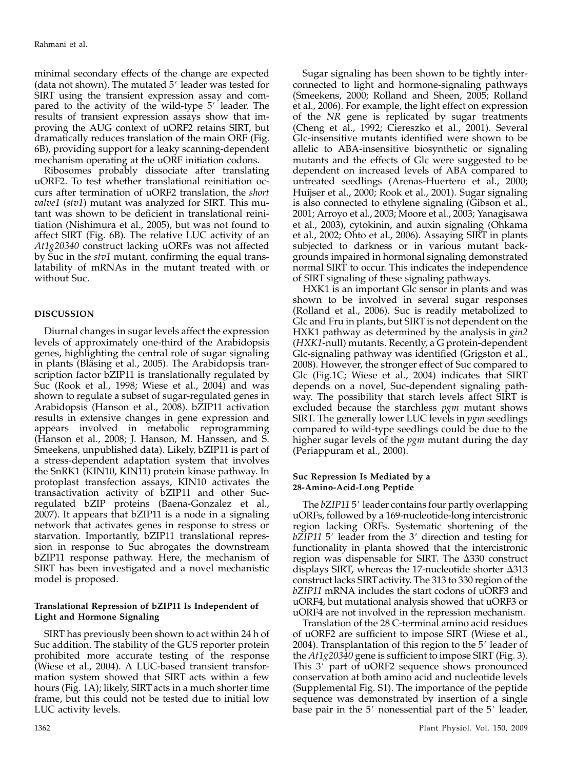minimal secondary effects of the change are expected (data not shown). The mutated 5′ leader was tested for SIRT using the transient expression assay and compared to the activity of the wild-type 5′ leader. The results of transient expression assays show that improving the AUG context of uORF2 retains SIRT, but dramatically reduces translation of the main ORF (Fig. 6B), providing support for a leaky scanning-dependent mechanism operating at the uORF initiation codons.

Ribosomes probably dissociate after translating uORF2. To test whether translational reinitiation occurs after termination of uORF2 translation, the *short valve1* (*stv1*) mutant was analyzed for SIRT. This mutant was shown to be deficient in translational reinitiation (Nishimura et al., 2005), but was not found to affect SIRT (Fig. 6B). The relative LUC activity of an *At1g20340* construct lacking uORFs was not affected by Suc in the *stv1* mutant, confirming the equal translatability of mRNAs in the mutant treated with or without Suc.

## DISCUSSION

Diurnal changes in sugar levels affect the expression levels of approximately one-third of the Arabidopsis genes, highlighting the central role of sugar signaling in plants (Bläsing et al., 2005). The Arabidopsis transcription factor bZIP11 is translationally regulated by Suc (Rook et al., 1998; Wiese et al., 2004) and was shown to regulate a subset of sugar-regulated genes in Arabidopsis (Hanson et al., 2008). bZIP11 activation results in extensive changes in gene expression and appears involved in metabolic reprogramming (Hanson et al., 2008; J. Hanson, M. Hanssen, and S. Smeekens, unpublished data). Likely, bZIP11 is part of a stress-dependent adaptation system that involves the SnRK1 (KIN10, KIN11) protein kinase pathway. In protoplast transfection assays, KIN10 activates the transactivation activity of bZIP11 and other Suc-regulated bZIP proteins (Baena-Gonzalez et al., 2007). It appears that bZIP11 is a node in a signaling network that activates genes in response to stress or starvation. Importantly, bZIP11 translational repression in response to Suc abrogates the downstream bZIP11 response pathway. Here, the mechanism of SIRT has been investigated and a novel mechanistic model is proposed.

### Translational Repression of bZIP11 Is Independent of Light and Hormone Signaling

SIRT has previously been shown to act within 24 h of Suc addition. The stability of the GUS reporter protein prohibited more accurate testing of the response (Wiese et al., 2004). A LUC-based transient transformation system showed that SIRT acts within a few hours (Fig. 1A); likely, SIRT acts in a much shorter time frame, but this could not be tested due to initial low LUC activity levels.

Sugar signaling has been shown to be tightly interconnected to light and hormone-signaling pathways (Smeekens, 2000; Rolland and Sheen, 2005; Rolland et al., 2006). For example, the light effect on expression of the *NR* gene is replicated by sugar treatments (Cheng et al., 1992; Ciereszko et al., 2001). Several Glc-insensitive mutants identified were shown to be allelic to ABA-insensitive biosynthetic or signaling mutants and the effects of Glc were suggested to be dependent on increased levels of ABA compared to untreated seedlings (Arenas-Huertero et al., 2000; Huijser et al., 2000; Rook et al., 2001). Sugar signaling is also connected to ethylene signaling (Gibson et al., 2001; Arroyo et al., 2003; Moore et al., 2003; Yanagisawa et al., 2003), cytokinin, and auxin signaling (Ohkama et al., 2002; Ohto et al., 2006). Assaying SIRT in plants subjected to darkness or in various mutant backgrounds impaired in hormonal signaling demonstrated normal SIRT to occur. This indicates the independence of SIRT signaling of these signaling pathways.

HXK1 is an important Glc sensor in plants and was shown to be involved in several sugar responses (Rolland et al., 2006). Suc is readily metabolized to Glc and Fru in plants, but SIRT is not dependent on the HXK1 pathway as determined by the analysis in *gin2* (*HXK1*-null) mutants. Recently, a G protein-dependent Glc-signaling pathway was identified (Grigston et al., 2008). However, the stronger effect of Suc compared to Glc (Fig.1C; Wiese et al., 2004) indicates that SIRT depends on a novel, Suc-dependent signaling pathway. The possibility that starch levels affect SIRT is excluded because the starchless *pgm* mutant shows SIRT. The generally lower LUC levels in *pgm* seedlings compared to wild-type seedlings could be due to the higher sugar levels of the *pgm* mutant during the day (Periappuram et al., 2000).

### Suc Repression Is Mediated by a 28-Amino-Acid-Long Peptide

The *bZIP11* 5′ leader contains four partly overlapping uORFs, followed by a 169-nucleotide-long intercistronic region lacking ORFs. Systematic shortening of the *bZIP11* 5′ leader from the 3′ direction and testing for functionality in planta showed that the intercistronic region was dispensable for SIRT. The Δ330 construct displays SIRT, whereas the 17-nucleotide shorter Δ313 construct lacks SIRT activity. The 313 to 330 region of the *bZIP11* mRNA includes the start codons of uORF3 and uORF4, but mutational analysis showed that uORF3 or uORF4 are not involved in the repression mechanism.

Translation of the 28 C-terminal amino acid residues of uORF2 are sufficient to impose SIRT (Wiese et al., 2004). Transplantation of this region to the 5′ leader of the *At1g20340* gene is sufficient to impose SIRT (Fig. 3). This 3′ part of uORF2 sequence shows pronounced conservation at both amino acid and nucleotide levels (Supplemental Fig. S1). The importance of the peptide sequence was demonstrated by insertion of a single base pair in the 5′ nonessential part of the 5′ leader,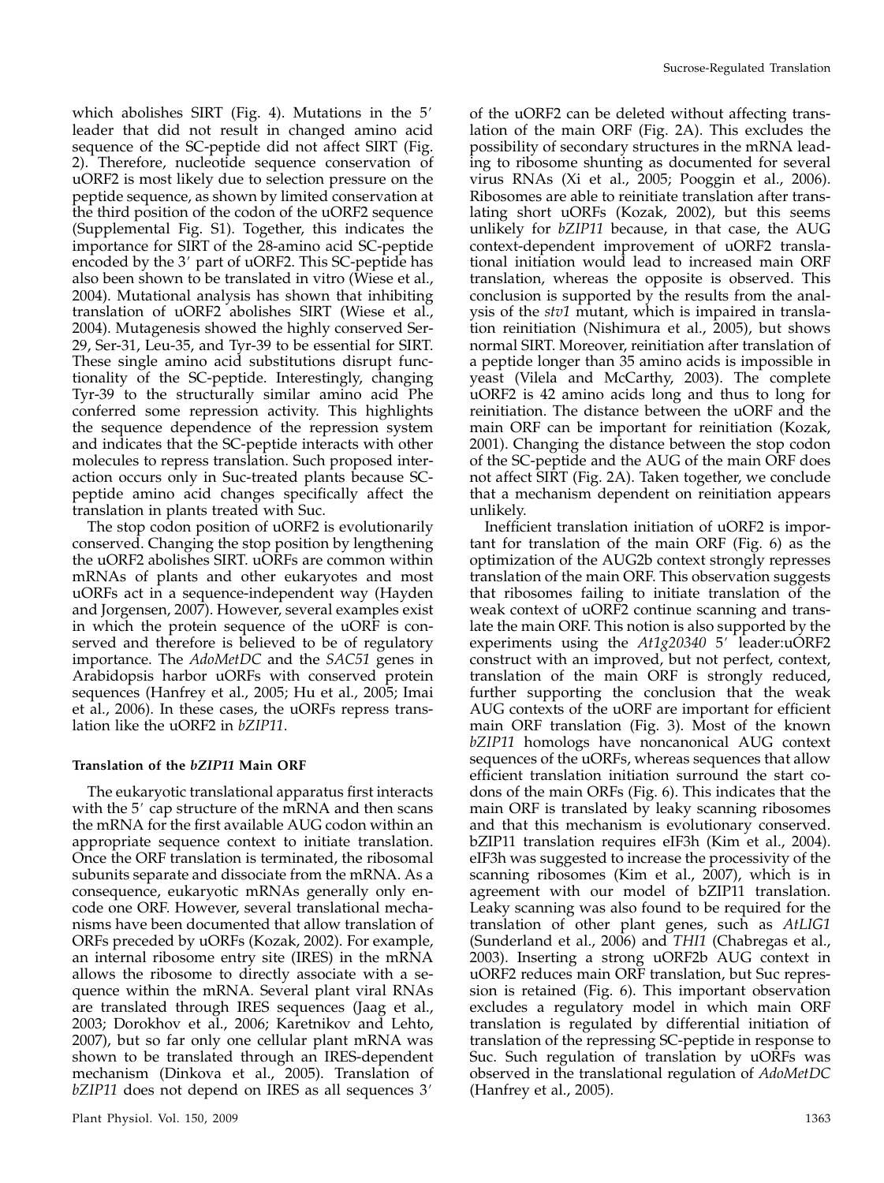which abolishes SIRT (Fig. 4). Mutations in the 5′ leader that did not result in changed amino acid sequence of the SC-peptide did not affect SIRT (Fig. 2). Therefore, nucleotide sequence conservation of uORF2 is most likely due to selection pressure on the peptide sequence, as shown by limited conservation at the third position of the codon of the uORF2 sequence (Supplemental Fig. S1). Together, this indicates the importance for SIRT of the 28-amino acid SC-peptide encoded by the 3′ part of uORF2. This SC-peptide has also been shown to be translated in vitro (Wiese et al., 2004). Mutational analysis has shown that inhibiting translation of uORF2 abolishes SIRT (Wiese et al., 2004). Mutagenesis showed the highly conserved Ser-29, Ser-31, Leu-35, and Tyr-39 to be essential for SIRT. These single amino acid substitutions disrupt functionality of the SC-peptide. Interestingly, changing Tyr-39 to the structurally similar amino acid Phe conferred some repression activity. This highlights the sequence dependence of the repression system and indicates that the SC-peptide interacts with other molecules to repress translation. Such proposed interaction occurs only in Suc-treated plants because SC-peptide amino acid changes specifically affect the translation in plants treated with Suc.

The stop codon position of uORF2 is evolutionarily conserved. Changing the stop position by lengthening the uORF2 abolishes SIRT. uORFs are common within mRNAs of plants and other eukaryotes and most uORFs act in a sequence-independent way (Hayden and Jorgensen, 2007). However, several examples exist in which the protein sequence of the uORF is conserved and therefore is believed to be of regulatory importance. The *AdoMetDC* and the *SAC51* genes in Arabidopsis harbor uORFs with conserved protein sequences (Hanfrey et al., 2005; Hu et al., 2005; Imai et al., 2006). In these cases, the uORFs repress translation like the uORF2 in *bZIP11*.

### Translation of the *bZIP11* Main ORF

The eukaryotic translational apparatus first interacts with the 5′ cap structure of the mRNA and then scans the mRNA for the first available AUG codon within an appropriate sequence context to initiate translation. Once the ORF translation is terminated, the ribosomal subunits separate and dissociate from the mRNA. As a consequence, eukaryotic mRNAs generally only encode one ORF. However, several translational mechanisms have been documented that allow translation of ORFs preceded by uORFs (Kozak, 2002). For example, an internal ribosome entry site (IRES) in the mRNA allows the ribosome to directly associate with a sequence within the mRNA. Several plant viral RNAs are translated through IRES sequences (Jaag et al., 2003; Dorokhov et al., 2006; Karetnikov and Lehto, 2007), but so far only one cellular plant mRNA was shown to be translated through an IRES-dependent mechanism (Dinkova et al., 2005). Translation of *bZIP11* does not depend on IRES as all sequences 3′ of the uORF2 can be deleted without affecting translation of the main ORF (Fig. 2A). This excludes the possibility of secondary structures in the mRNA leading to ribosome shunting as documented for several virus RNAs (Xi et al., 2005; Pooggin et al., 2006). Ribosomes are able to reinitiate translation after translating short uORFs (Kozak, 2002), but this seems unlikely for *bZIP11* because, in that case, the AUG context-dependent improvement of uORF2 translational initiation would lead to increased main ORF translation, whereas the opposite is observed. This conclusion is supported by the results from the analysis of the *stv1* mutant, which is impaired in translation reinitiation (Nishimura et al., 2005), but shows normal SIRT. Moreover, reinitiation after translation of a peptide longer than 35 amino acids is impossible in yeast (Vilela and McCarthy, 2003). The complete uORF2 is 42 amino acids long and thus to long for reinitiation. The distance between the uORF and the main ORF can be important for reinitiation (Kozak, 2001). Changing the distance between the stop codon of the SC-peptide and the AUG of the main ORF does not affect SIRT (Fig. 2A). Taken together, we conclude that a mechanism dependent on reinitiation appears unlikely.

Inefficient translation initiation of uORF2 is important for translation of the main ORF (Fig. 6) as the optimization of the AUG2b context strongly represses translation of the main ORF. This observation suggests that ribosomes failing to initiate translation of the weak context of uORF2 continue scanning and translate the main ORF. This notion is also supported by the experiments using the *At1g20340* 5′ leader:uORF2 construct with an improved, but not perfect, context, translation of the main ORF is strongly reduced, further supporting the conclusion that the weak AUG contexts of the uORF are important for efficient main ORF translation (Fig. 3). Most of the known *bZIP11* homologs have noncanonical AUG context sequences of the uORFs, whereas sequences that allow efficient translation initiation surround the start codons of the main ORFs (Fig. 6). This indicates that the main ORF is translated by leaky scanning ribosomes and that this mechanism is evolutionary conserved. bZIP11 translation requires eIF3h (Kim et al., 2004). eIF3h was suggested to increase the processivity of the scanning ribosomes (Kim et al., 2007), which is in agreement with our model of bZIP11 translation. Leaky scanning was also found to be required for the translation of other plant genes, such as *AtLIG1* (Sunderland et al., 2006) and *THI1* (Chabregas et al., 2003). Inserting a strong uORF2b AUG context in uORF2 reduces main ORF translation, but Suc repression is retained (Fig. 6). This important observation excludes a regulatory model in which main ORF translation is regulated by differential initiation of translation of the repressing SC-peptide in response to Suc. Such regulation of translation by uORFs was observed in the translational regulation of *AdoMetDC* (Hanfrey et al., 2005).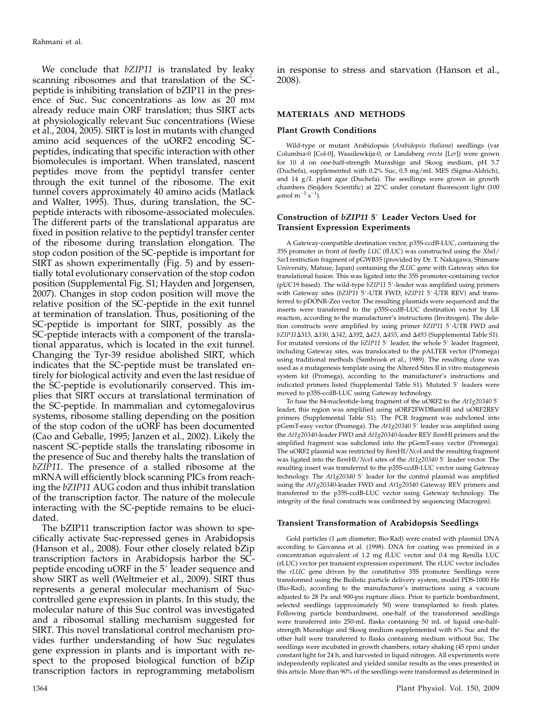We conclude that *bZIP11* is translated by leaky scanning ribosomes and that translation of the SC-peptide is inhibiting translation of bZIP11 in the presence of Suc. Suc concentrations as low as 20 mM already reduce main ORF translation; thus SIRT acts at physiologically relevant Suc concentrations (Wiese et al., 2004, 2005). SIRT is lost in mutants with changed amino acid sequences of the uORF2 encoding SC-peptides, indicating that specific interaction with other biomolecules is important. When translated, nascent peptides move from the peptidyl transfer center through the exit tunnel of the ribosome. The exit tunnel covers approximately 40 amino acids (Matlack and Walter, 1995). Thus, during translation, the SC-peptide interacts with ribosome-associated molecules. The different parts of the translational apparatus are fixed in position relative to the peptidyl transfer center of the ribosome during translation elongation. The stop codon position of the SC-peptide is important for SIRT as shown experimentally (Fig. 5) and by essentially total evolutionary conservation of the stop codon position (Supplemental Fig. S1; Hayden and Jorgensen, 2007). Changes in stop codon position will move the relative position of the SC-peptide in the exit tunnel at termination of translation. Thus, positioning of the SC-peptide is important for SIRT, possibly as the SC-peptide interacts with a component of the translational apparatus, which is located in the exit tunnel. Changing the Tyr-39 residue abolished SIRT, which indicates that the SC-peptide must be translated entirely for biological activity and even the last residue of the SC-peptide is evolutionarily conserved. This implies that SIRT occurs at translational termination of the SC-peptide. In mammalian and cytomegalovirus systems, ribosome stalling depending on the position of the stop codon of the uORF has been documented (Cao and Geballe, 1995; Janzen et al., 2002). Likely the nascent SC-peptide stalls the translating ribosome in the presence of Suc and thereby halts the translation of *bZIP11*. The presence of a stalled ribosome at the mRNA will efficiently block scanning PICs from reaching the *bZIP11* AUG codon and thus inhibit translation of the transcription factor. The nature of the molecule interacting with the SC-peptide remains to be elucidated.

The bZIP11 transcription factor was shown to specifically activate Suc-repressed genes in Arabidopsis (Hanson et al., 2008). Four other closely related bZip transcription factors in Arabidopsis harbor the SC-peptide encoding uORF in the 5′ leader sequence and show SIRT as well (Weltmeier et al., 2009). SIRT thus represents a general molecular mechanism of Suc-controlled gene expression in plants. In this study, the molecular nature of this Suc control was investigated and a ribosomal stalling mechanism suggested for SIRT. This novel translational control mechanism provides further understanding of how Suc regulates gene expression in plants and is important with respect to the proposed biological function of bZip transcription factors in reprogramming metabolism in response to stress and starvation (Hanson et al., 2008).

## MATERIALS AND METHODS

### Plant Growth Conditions

Wild-type or mutant Arabidopsis (*Arabidopsis thaliana*) seedlings (var Columbia-0 [Col-0], Wassilewkija-0, or Landsberg *erecta* [L*er*]) were grown for 10 d on one-half-strength Murashige and Skoog medium, pH 5.7 (Duchefa), supplemented with 0.2% Suc, 0.5 mg/mL MES (Sigma-Aldrich), and 14 g/L plant agar (Duchefa). The seedlings were grown in growth chambers (Snijders Scientific) at 22°C under constant fluorescent light (100 $\mu$mol $m^{-2}$ $s^{-1}$).

### Construction of *bZIP11* 5′ Leader Vectors Used for Transient Expression Experiments

A Gateway-compatible destination vector, p35S-ccdB-LUC, containing the 35S promoter in front of firefly *LUC* (fLUC) was constructed using the *Xba*I/*Sac*I restriction fragment of pGWB35 (provided by Dr. T. Nakagawa, Shimane University, Matsue, Japan) containing the *fLUC* gene with Gateway sites for translational fusion. This was ligated into the 35S promoter-containing vector (pUC19 based). The wild-type *bZIP11* 5′-leader was amplified using primers with Gateway sites (*bZIP11* 5′-UTR FWD, *bZIP11* 5′-UTR REV) and transferred to pDONR-Zeo vector. The resulting plasmids were sequenced and the inserts were transferred to the p35S-ccdB-LUC destination vector by LR reaction, according to the manufacturer's instructions (Invitrogen). The deletion constructs were amplified by using primer *bZIP11* 5′-UTR FWD and *bZIP11*Δ313, Δ*330*, Δ*342*, Δ*392*, Δ*423*, Δ*455*, and Δ*493* (Supplemental Table S1). For mutated versions of the *bZIP11* 5′ leader, the whole 5′ leader fragment, including Gateway sites, was translocated to the pALTER vector (Promega) using traditional methods (Sambrook et al., 1989). The resulting clone was used as a mutagenesis template using the Altered Sites II in vitro mutagenesis system kit (Promega), according to the manufacturer's instructions and indicated primers listed (Supplemental Table S1). Mutated 5′ leaders were moved to p35S-ccdB-LUC using Gateway technology.

To fuse the 84-nucleotide-long fragment of the uORF2 to the *At1g20340* 5′ leader, this region was amplified using uORF2FWDBamHI and uORF2REV primers (Supplemental Table S1). The PCR fragment was subcloned into pGemT-easy vector (Promega). The *At1g20340* 5′ leader was amplified using the *At1g20340*-leader FWD and *At1g20340*-leader REV *Bam*HI primers and the amplified fragment was subcloned into the pGemT-easy vector (Promega). The uORF2 plasmid was restricted by *Bam*HI/*Nco*I and the resulting fragment was ligated into the *Bam*HI/*Nco*I sites of the *At1g20340* 5′ leader vector. The resulting insert was transferred to the p35S-ccdB-LUC vector using Gateway technology. The *At1g20340* 5′ leader for the control plasmid was amplified using the *At1g20340*-leader FWD and *At1g20340* Gateway REV primers and transferred to the p35S-ccdB-LUC vector using Gateway technology. The integrity of the final constructs was confirmed by sequencing (Macrogen).

### Transient Transformation of Arabidopsis Seedlings

Gold particles (1 $\mu$m diameter; Bio-Rad) were coated with plasmid DNA according to Giovanna et al. (1998). DNA for coating was premixed in a concentration equivalent of 1.2 mg fLUC vector and 0.4 mg Renilla LUC (rLUC) vector per transient expression experiment. The rLUC vector includes the *rLUC* gene driven by the constitutive 35S promoter. Seedlings were transformed using the Biolistic particle delivery system, model PDS-1000 He (Bio-Rad), according to the manufacturer's instructions using a vacuum adjusted to 28 Pa and 900-psi rupture discs. Prior to particle bombardment, selected seedlings (approximately 50) were transplanted to fresh plates. Following particle bombardment, one-half of the transformed seedlings were transferred into 250-mL flasks containing 50 mL of liquid one-half-strength Murashige and Skoog medium supplemented with 6% Suc and the other half were transferred to flasks containing medium without Suc. The seedlings were incubated in growth chambers, rotary shaking (45 rpm) under constant light for 24 h, and harvested in liquid nitrogen. All experiments were independently replicated and yielded similar results as the ones presented in this article. More than 90% of the seedlings were transformed as determined in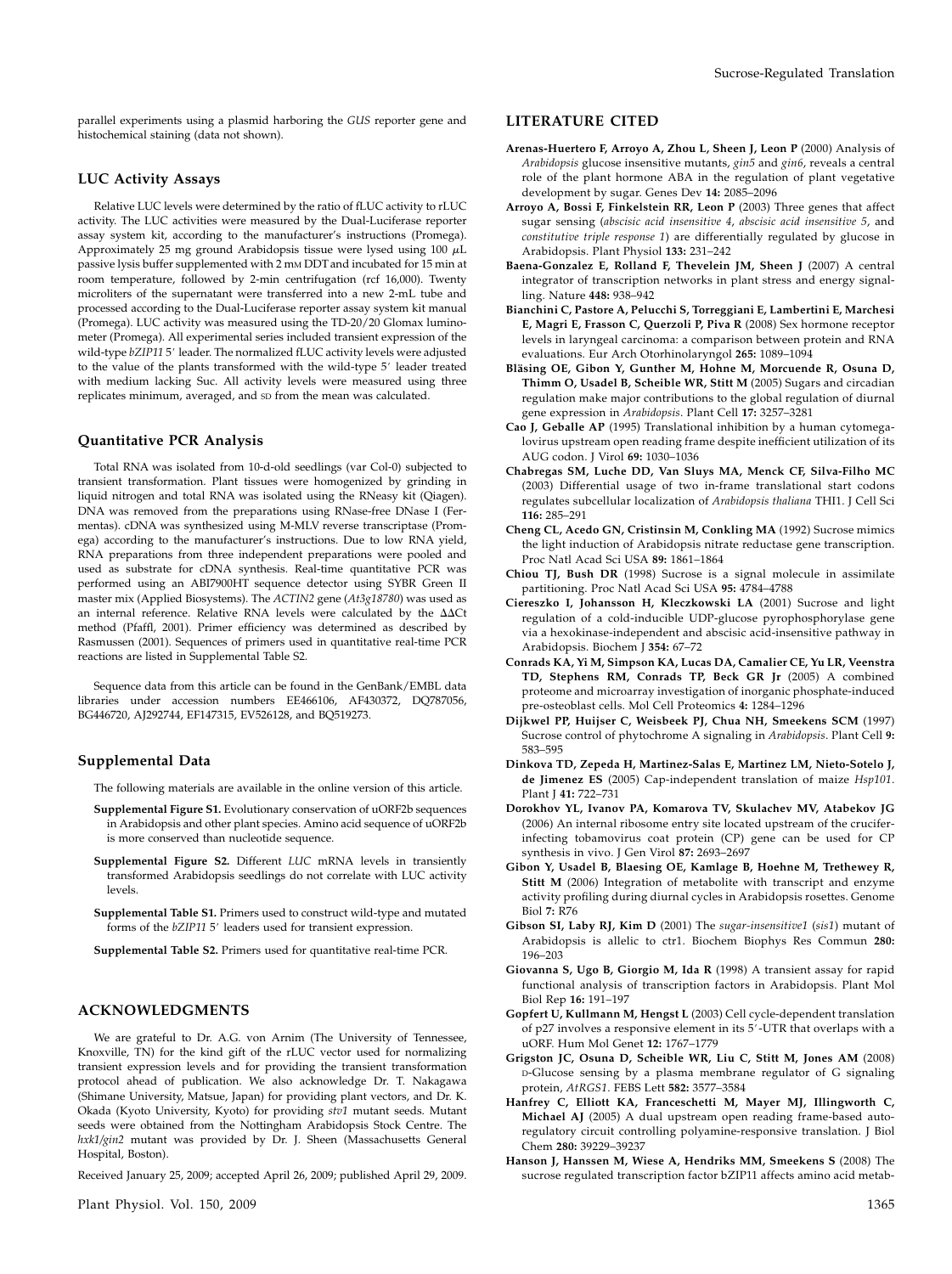parallel experiments using a plasmid harboring the *GUS* reporter gene and histochemical staining (data not shown).

### LUC Activity Assays

Relative LUC levels were determined by the ratio of fLUC activity to rLUC activity. The LUC activities were measured by the Dual-Luciferase reporter assay system kit, according to the manufacturer's instructions (Promega). Approximately 25 mg ground Arabidopsis tissue were lysed using 100 $\mu$L passive lysis buffer supplemented with 2 mM DDT and incubated for 15 min at room temperature, followed by 2-min centrifugation (rcf 16,000). Twenty microliters of the supernatant were transferred into a new 2-mL tube and processed according to the Dual-Luciferase reporter assay system kit manual (Promega). LUC activity was measured using the TD-20/20 Glomax luminometer (Promega). All experimental series included transient expression of the wild-type *bZIP11* 5′ leader. The normalized fLUC activity levels were adjusted to the value of the plants transformed with the wild-type 5′ leader treated with medium lacking Suc. All activity levels were measured using three replicates minimum, averaged, and SD from the mean was calculated.

### Quantitative PCR Analysis

Total RNA was isolated from 10-d-old seedlings (var Col-0) subjected to transient transformation. Plant tissues were homogenized by grinding in liquid nitrogen and total RNA was isolated using the RNeasy kit (Qiagen). DNA was removed from the preparations using RNase-free DNase I (Fermentas). cDNA was synthesized using M-MLV reverse transcriptase (Promega) according to the manufacturer's instructions. Due to low RNA yield, RNA preparations from three independent preparations were pooled and used as substrate for cDNA synthesis. Real-time quantitative PCR was performed using an ABI7900HT sequence detector using SYBR Green II master mix (Applied Biosystems). The *ACTIN2* gene (*At3g18780*) was used as an internal reference. Relative RNA levels were calculated by the $\Delta\Delta$Ct method (Pfaffl, 2001). Primer efficiency was determined as described by Rasmussen (2001). Sequences of primers used in quantitative real-time PCR reactions are listed in Supplemental Table S2.

Sequence data from this article can be found in the GenBank/EMBL data libraries under accession numbers EE466106, AF430372, DQ787056, BG446720, AJ292744, EF147315, EV526128, and BQ519273.

### Supplemental Data

The following materials are available in the online version of this article.

- **Supplemental Figure S1.** Evolutionary conservation of uORF2b sequences in Arabidopsis and other plant species. Amino acid sequence of uORF2b is more conserved than nucleotide sequence.
- **Supplemental Figure S2.** Different *LUC* mRNA levels in transiently transformed Arabidopsis seedlings do not correlate with LUC activity levels.
- **Supplemental Table S1.** Primers used to construct wild-type and mutated forms of the *bZIP11* 5′ leaders used for transient expression.
- **Supplemental Table S2.** Primers used for quantitative real-time PCR.

## ACKNOWLEDGMENTS

We are grateful to Dr. A.G. von Arnim (The University of Tennessee, Knoxville, TN) for the kind gift of the rLUC vector used for normalizing transient expression levels and for providing the transient transformation protocol ahead of publication. We also acknowledge Dr. T. Nakagawa (Shimane University, Matsue, Japan) for providing plant vectors, and Dr. K. Okada (Kyoto University, Kyoto) for providing *stv1* mutant seeds. Mutant seeds were obtained from the Nottingham Arabidopsis Stock Centre. The *hxk1/gin2* mutant was provided by Dr. J. Sheen (Massachusetts General Hospital, Boston).

Received January 25, 2009; accepted April 26, 2009; published April 29, 2009.

## LITERATURE CITED

**Arenas-Huertero F, Arroyo A, Zhou L, Sheen J, Leon P** (2000) Analysis of *Arabidopsis* glucose insensitive mutants, *gin5* and *gin6*, reveals a central role of the plant hormone ABA in the regulation of plant vegetative development by sugar. Genes Dev **14:** 2085–2096

**Arroyo A, Bossi F, Finkelstein RR, Leon P** (2003) Three genes that affect sugar sensing (*abscisic acid insensitive 4*, *abscisic acid insensitive 5*, and *constitutive triple response 1*) are differentially regulated by glucose in Arabidopsis. Plant Physiol **133:** 231–242

**Baena-Gonzalez E, Rolland F, Thevelein JM, Sheen J** (2007) A central integrator of transcription networks in plant stress and energy signalling. Nature **448:** 938–942

**Bianchini C, Pastore A, Pelucchi S, Torreggiani E, Lambertini E, Marchesi E, Magri E, Frasson C, Querzoli P, Piva R** (2008) Sex hormone receptor levels in laryngeal carcinoma: a comparison between protein and RNA evaluations. Eur Arch Otorhinolaryngol **265:** 1089–1094

**Bläsing OE, Gibon Y, Gunther M, Hohne M, Morcuende R, Osuna D, Thimm O, Usadel B, Scheible WR, Stitt M** (2005) Sugars and circadian regulation make major contributions to the global regulation of diurnal gene expression in *Arabidopsis*. Plant Cell **17:** 3257–3281

**Cao J, Geballe AP** (1995) Translational inhibition by a human cytomegalovirus upstream open reading frame despite inefficient utilization of its AUG codon. J Virol **69:** 1030–1036

**Chabregas SM, Luche DD, Van Sluys MA, Menck CF, Silva-Filho MC** (2003) Differential usage of two in-frame translational start codons regulates subcellular localization of *Arabidopsis thaliana* THI1. J Cell Sci **116:** 285–291

**Cheng CL, Acedo GN, Cristinsin M, Conkling MA** (1992) Sucrose mimics the light induction of Arabidopsis nitrate reductase gene transcription. Proc Natl Acad Sci USA **89:** 1861–1864

**Chiou TJ, Bush DR** (1998) Sucrose is a signal molecule in assimilate partitioning. Proc Natl Acad Sci USA **95:** 4784–4788

**Ciereszko I, Johansson H, Kleczkowski LA** (2001) Sucrose and light regulation of a cold-inducible UDP-glucose pyrophosphorylase gene via a hexokinase-independent and abscisic acid-insensitive pathway in Arabidopsis. Biochem J **354:** 67–72

**Conrads KA, Yi M, Simpson KA, Lucas DA, Camalier CE, Yu LR, Veenstra TD, Stephens RM, Conrads TP, Beck GR Jr** (2005) A combined proteome and microarray investigation of inorganic phosphate-induced pre-osteoblast cells. Mol Cell Proteomics **4:** 1284–1296

**Dijkwel PP, Huijser C, Weisbeek PJ, Chua NH, Smeekens SCM** (1997) Sucrose control of phytochrome A signaling in *Arabidopsis*. Plant Cell **9:** 583–595

**Dinkova TD, Zepeda H, Martinez-Salas E, Martinez LM, Nieto-Sotelo J, de Jimenez ES** (2005) Cap-independent translation of maize *Hsp101*. Plant J **41:** 722–731

**Dorokhov YL, Ivanov PA, Komarova TV, Skulachev MV, Atabekov JG** (2006) An internal ribosome entry site located upstream of the crucifer-infecting tobamovirus coat protein (CP) gene can be used for CP synthesis in vivo. J Gen Virol **87:** 2693–2697

**Gibon Y, Usadel B, Blaesing OE, Kamlage B, Hoehne M, Trethewey R, Stitt M** (2006) Integration of metabolite with transcript and enzyme activity profiling during diurnal cycles in Arabidopsis rosettes. Genome Biol **7:** R76

**Gibson SI, Laby RJ, Kim D** (2001) The *sugar-insensitive1* (*sis1*) mutant of Arabidopsis is allelic to ctr1. Biochem Biophys Res Commun **280:** 196–203

**Giovanna S, Ugo B, Giorgio M, Ida R** (1998) A transient assay for rapid functional analysis of transcription factors in Arabidopsis. Plant Mol Biol Rep **16:** 191–197

**Gopfert U, Kullmann M, Hengst L** (2003) Cell cycle-dependent translation of p27 involves a responsive element in its 5′-UTR that overlaps with a uORF. Hum Mol Genet **12:** 1767–1779

**Grigston JC, Osuna D, Scheible WR, Liu C, Stitt M, Jones AM** (2008) D-Glucose sensing by a plasma membrane regulator of G signaling protein, *AtRGS1*. FEBS Lett **582:** 3577–3584

**Hanfrey C, Elliott KA, Franceschetti M, Mayer MJ, Illingworth C, Michael AJ** (2005) A dual upstream open reading frame-based autoregulatory circuit controlling polyamine-responsive translation. J Biol Chem **280:** 39229–39237

**Hanson J, Hanssen M, Wiese A, Hendriks MM, Smeekens S** (2008) The sucrose regulated transcription factor bZIP11 affects amino acid metab-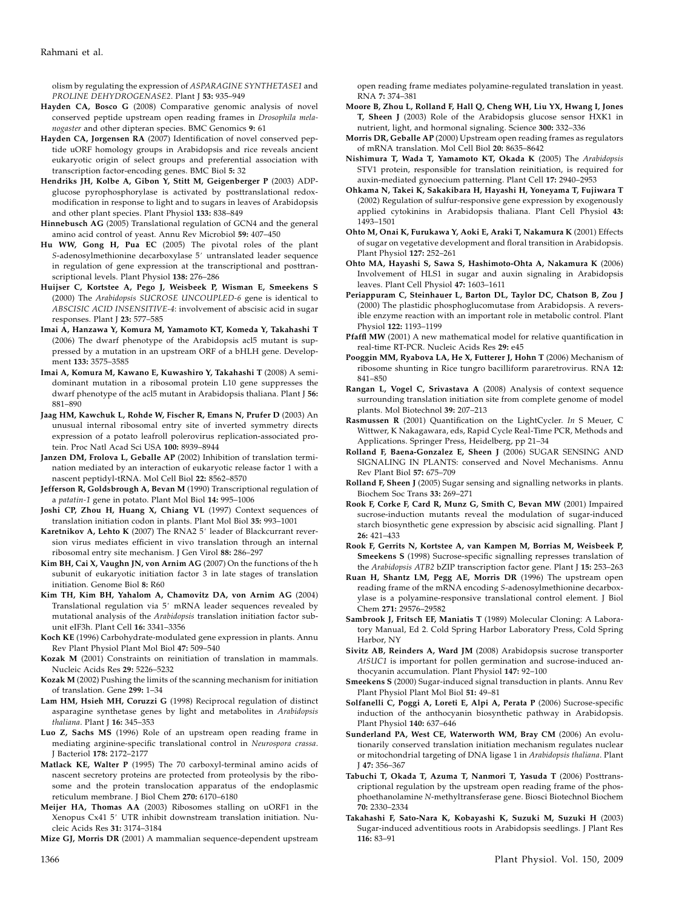olism by regulating the expression of *ASPARAGINE SYNTHETASE1* and *PROLINE DEHYDROGENASE2*. Plant J **53:** 935–949

**Hayden CA, Bosco G** (2008) Comparative genomic analysis of novel conserved peptide upstream open reading frames in *Drosophila melanogaster* and other dipteran species. BMC Genomics **9:** 61

**Hayden CA, Jorgensen RA** (2007) Identification of novel conserved peptide uORF homology groups in Arabidopsis and rice reveals ancient eukaryotic origin of select groups and preferential association with transcription factor-encoding genes. BMC Biol **5:** 32

**Hendriks JH, Kolbe A, Gibon Y, Stitt M, Geigenberger P** (2003) ADP-glucose pyrophosphorylase is activated by posttranslational redox-modification in response to light and to sugars in leaves of Arabidopsis and other plant species. Plant Physiol **133:** 838–849

**Hinnebusch AG** (2005) Translational regulation of GCN4 and the general amino acid control of yeast. Annu Rev Microbiol **59:** 407–450

**Hu WW, Gong H, Pua EC** (2005) The pivotal roles of the plant *S*-adenosylmethionine decarboxylase 5′ untranslated leader sequence in regulation of gene expression at the transcriptional and posttranscriptional levels. Plant Physiol **138:** 276–286

**Huijser C, Kortstee A, Pego J, Weisbeek P, Wisman E, Smeekens S** (2000) The *Arabidopsis SUCROSE UNCOUPLED-6* gene is identical to *ABSCISIC ACID INSENSITIVE-4*: involvement of abscisic acid in sugar responses. Plant J **23:** 577–585

**Imai A, Hanzawa Y, Komura M, Yamamoto KT, Komeda Y, Takahashi T** (2006) The dwarf phenotype of the Arabidopsis acl5 mutant is suppressed by a mutation in an upstream ORF of a bHLH gene. Development **133:** 3575–3585

**Imai A, Komura M, Kawano E, Kuwashiro Y, Takahashi T** (2008) A semi-dominant mutation in a ribosomal protein L10 gene suppresses the dwarf phenotype of the acl5 mutant in Arabidopsis thaliana. Plant J **56:** 881–890

**Jaag HM, Kawchuk L, Rohde W, Fischer R, Emans N, Prufer D** (2003) An unusual internal ribosomal entry site of inverted symmetry directs expression of a potato leafroll polerovirus replication-associated protein. Proc Natl Acad Sci USA **100:** 8939–8944

**Janzen DM, Frolova L, Geballe AP** (2002) Inhibition of translation termination mediated by an interaction of eukaryotic release factor 1 with a nascent peptidyl-tRNA. Mol Cell Biol **22:** 8562–8570

**Jefferson R, Goldsbrough A, Bevan M** (1990) Transcriptional regulation of a *patatin-1* gene in potato. Plant Mol Biol **14:** 995–1006

**Joshi CP, Zhou H, Huang X, Chiang VL** (1997) Context sequences of translation initiation codon in plants. Plant Mol Biol **35:** 993–1001

**Karetnikov A, Lehto K** (2007) The RNA2 5′ leader of Blackcurrant reversion virus mediates efficient in vivo translation through an internal ribosomal entry site mechanism. J Gen Virol **88:** 286–297

**Kim BH, Cai X, Vaughn JN, von Arnim AG** (2007) On the functions of the h subunit of eukaryotic initiation factor 3 in late stages of translation initiation. Genome Biol **8:** R60

**Kim TH, Kim BH, Yahalom A, Chamovitz DA, von Arnim AG** (2004) Translational regulation via 5′ mRNA leader sequences revealed by mutational analysis of the *Arabidopsis* translation initiation factor subunit eIF3h. Plant Cell **16:** 3341–3356

**Koch KE** (1996) Carbohydrate-modulated gene expression in plants. Annu Rev Plant Physiol Plant Mol Biol **47:** 509–540

**Kozak M** (2001) Constraints on reinitiation of translation in mammals. Nucleic Acids Res **29:** 5226–5232

**Kozak M** (2002) Pushing the limits of the scanning mechanism for initiation of translation. Gene **299:** 1–34

**Lam HM, Hsieh MH, Coruzzi G** (1998) Reciprocal regulation of distinct asparagine synthetase genes by light and metabolites in *Arabidopsis thaliana*. Plant J **16:** 345–353

**Luo Z, Sachs MS** (1996) Role of an upstream open reading frame in mediating arginine-specific translational control in *Neurospora crassa*. J Bacteriol **178:** 2172–2177

**Matlack KE, Walter P** (1995) The 70 carboxyl-terminal amino acids of nascent secretory proteins are protected from proteolysis by the ribosome and the protein translocation apparatus of the endoplasmic reticulum membrane. J Biol Chem **270:** 6170–6180

**Meijer HA, Thomas AA** (2003) Ribosomes stalling on uORF1 in the Xenopus Cx41 5′ UTR inhibit downstream translation initiation. Nucleic Acids Res **31:** 3174–3184

**Mize GJ, Morris DR** (2001) A mammalian sequence-dependent upstream open reading frame mediates polyamine-regulated translation in yeast. RNA **7:** 374–381

**Moore B, Zhou L, Rolland F, Hall Q, Cheng WH, Liu YX, Hwang I, Jones T, Sheen J** (2003) Role of the Arabidopsis glucose sensor HXK1 in nutrient, light, and hormonal signaling. Science **300:** 332–336

**Morris DR, Geballe AP** (2000) Upstream open reading frames as regulators of mRNA translation. Mol Cell Biol **20:** 8635–8642

**Nishimura T, Wada T, Yamamoto KT, Okada K** (2005) The *Arabidopsis* STV1 protein, responsible for translation reinitiation, is required for auxin-mediated gynoecium patterning. Plant Cell **17:** 2940–2953

**Ohkama N, Takei K, Sakakibara H, Hayashi H, Yoneyama T, Fujiwara T** (2002) Regulation of sulfur-responsive gene expression by exogenously applied cytokinins in Arabidopsis thaliana. Plant Cell Physiol **43:** 1493–1501

**Ohto M, Onai K, Furukawa Y, Aoki E, Araki T, Nakamura K** (2001) Effects of sugar on vegetative development and floral transition in Arabidopsis. Plant Physiol **127:** 252–261

**Ohto MA, Hayashi S, Sawa S, Hashimoto-Ohta A, Nakamura K** (2006) Involvement of HLS1 in sugar and auxin signaling in Arabidopsis leaves. Plant Cell Physiol **47:** 1603–1611

**Periappuram C, Steinhauer L, Barton DL, Taylor DC, Chatson B, Zou J** (2000) The plastidic phosphoglucomutase from Arabidopsis. A reversible enzyme reaction with an important role in metabolic control. Plant Physiol **122:** 1193–1199

**Pfaffl MW** (2001) A new mathematical model for relative quantification in real-time RT-PCR. Nucleic Acids Res **29:** e45

**Pooggin MM, Ryabova LA, He X, Futterer J, Hohn T** (2006) Mechanism of ribosome shunting in Rice tungro bacilliform pararetrovirus. RNA **12:** 841–850

**Rangan L, Vogel C, Srivastava A** (2008) Analysis of context sequence surrounding translation initiation site from complete genome of model plants. Mol Biotechnol **39:** 207–213

**Rasmussen R** (2001) Quantification on the LightCycler. *In* S Meuer, C Wittwer, K Nakagawara, eds, Rapid Cycle Real-Time PCR, Methods and Applications. Springer Press, Heidelberg, pp 21–34

**Rolland F, Baena-Gonzalez E, Sheen J** (2006) SUGAR SENSING AND SIGNALING IN PLANTS: conserved and Novel Mechanisms. Annu Rev Plant Biol **57:** 675–709

**Rolland F, Sheen J** (2005) Sugar sensing and signalling networks in plants. Biochem Soc Trans **33:** 269–271

**Rook F, Corke F, Card R, Munz G, Smith C, Bevan MW** (2001) Impaired sucrose-induction mutants reveal the modulation of sugar-induced starch biosynthetic gene expression by abscisic acid signalling. Plant J **26:** 421–433

**Rook F, Gerrits N, Kortstee A, van Kampen M, Borrias M, Weisbeek P, Smeekens S** (1998) Sucrose-specific signalling represses translation of the *Arabidopsis ATB2* bZIP transcription factor gene. Plant J **15:** 253–263

**Ruan H, Shantz LM, Pegg AE, Morris DR** (1996) The upstream open reading frame of the mRNA encoding *S*-adenosylmethionine decarboxylase is a polyamine-responsive translational control element. J Biol Chem **271:** 29576–29582

**Sambrook J, Fritsch EF, Maniatis T** (1989) Molecular Cloning: A Laboratory Manual, Ed 2. Cold Spring Harbor Laboratory Press, Cold Spring Harbor, NY

**Sivitz AB, Reinders A, Ward JM** (2008) Arabidopsis sucrose transporter *AtSUC1* is important for pollen germination and sucrose-induced anthocyanin accumulation. Plant Physiol **147:** 92–100

**Smeekens S** (2000) Sugar-induced signal transduction in plants. Annu Rev Plant Physiol Plant Mol Biol **51:** 49–81

**Solfanelli C, Poggi A, Loreti E, Alpi A, Perata P** (2006) Sucrose-specific induction of the anthocyanin biosynthetic pathway in Arabidopsis. Plant Physiol **140:** 637–646

**Sunderland PA, West CE, Waterworth WM, Bray CM** (2006) An evolutionarily conserved translation initiation mechanism regulates nuclear or mitochondrial targeting of DNA ligase 1 in *Arabidopsis thaliana*. Plant J **47:** 356–367

**Tabuchi T, Okada T, Azuma T, Nanmori T, Yasuda T** (2006) Posttranscriptional regulation by the upstream open reading frame of the phosphoethanolamine *N*-methyltransferase gene. Biosci Biotechnol Biochem **70:** 2330–2334

**Takahashi F, Sato-Nara K, Kobayashi K, Suzuki M, Suzuki H** (2003) Sugar-induced adventitious roots in Arabidopsis seedlings. J Plant Res **116:** 83–91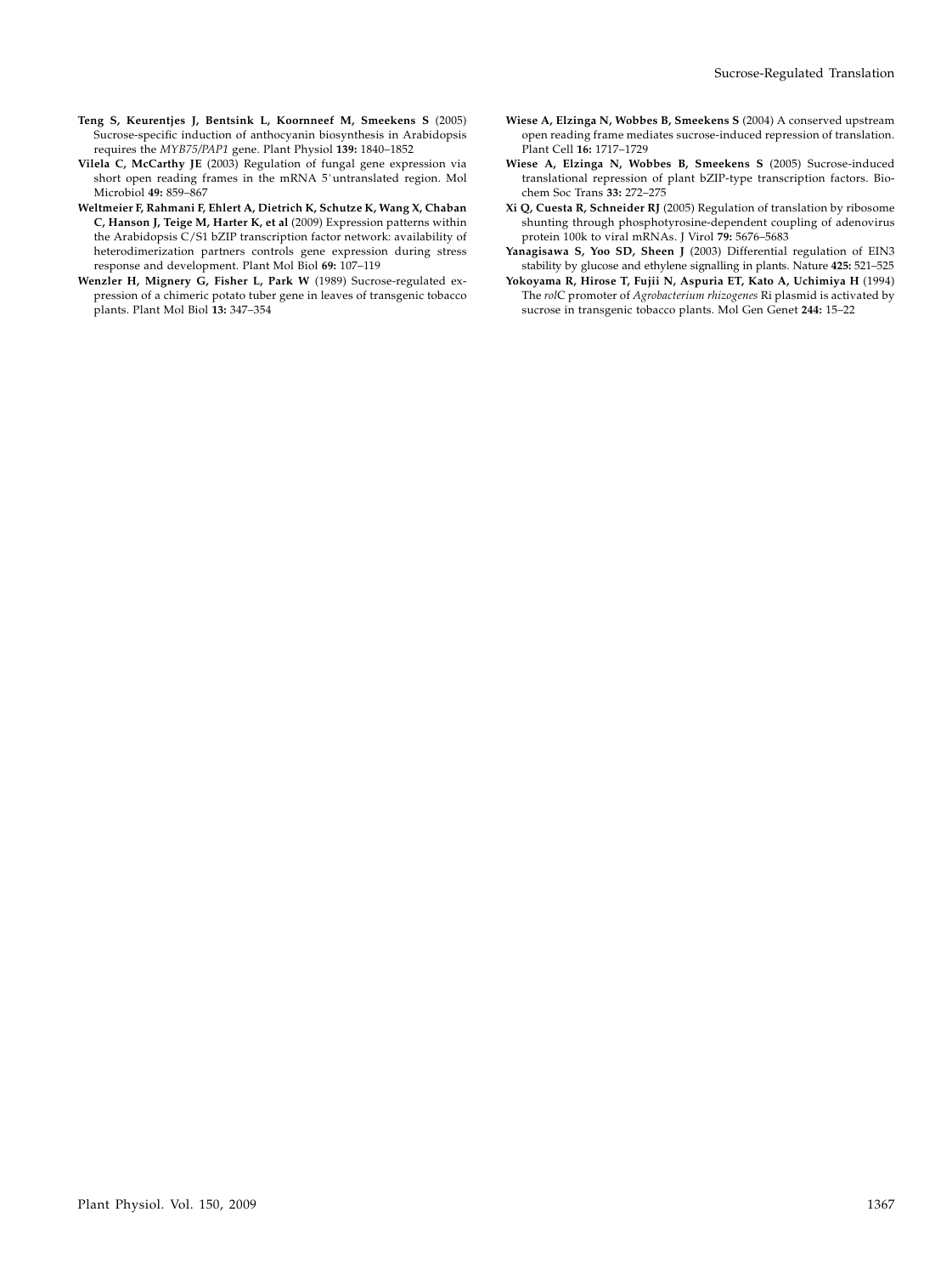**Teng S, Keurentjes J, Bentsink L, Koornneef M, Smeekens S** (2005) Sucrose-specific induction of anthocyanin biosynthesis in Arabidopsis requires the *MYB75/PAP1* gene. Plant Physiol **139:** 1840–1852

**Vilela C, McCarthy JE** (2003) Regulation of fungal gene expression via short open reading frames in the mRNA 5′untranslated region. Mol Microbiol **49:** 859–867

**Weltmeier F, Rahmani F, Ehlert A, Dietrich K, Schutze K, Wang X, Chaban C, Hanson J, Teige M, Harter K, et al** (2009) Expression patterns within the Arabidopsis C/S1 bZIP transcription factor network: availability of heterodimerization partners controls gene expression during stress response and development. Plant Mol Biol **69:** 107–119

**Wenzler H, Mignery G, Fisher L, Park W** (1989) Sucrose-regulated expression of a chimeric potato tuber gene in leaves of transgenic tobacco plants. Plant Mol Biol **13:** 347–354

**Wiese A, Elzinga N, Wobbes B, Smeekens S** (2004) A conserved upstream open reading frame mediates sucrose-induced repression of translation. Plant Cell **16:** 1717–1729

**Wiese A, Elzinga N, Wobbes B, Smeekens S** (2005) Sucrose-induced translational repression of plant bZIP-type transcription factors. Biochem Soc Trans **33:** 272–275

**Xi Q, Cuesta R, Schneider RJ** (2005) Regulation of translation by ribosome shunting through phosphotyrosine-dependent coupling of adenovirus protein 100k to viral mRNAs. J Virol **79:** 5676–5683

**Yanagisawa S, Yoo SD, Sheen J** (2003) Differential regulation of EIN3 stability by glucose and ethylene signalling in plants. Nature **425:** 521–525

**Yokoyama R, Hirose T, Fujii N, Aspuria ET, Kato A, Uchimiya H** (1994) The *rol*C promoter of *Agrobacterium rhizogenes* Ri plasmid is activated by sucrose in transgenic tobacco plants. Mol Gen Genet **244:** 15–22